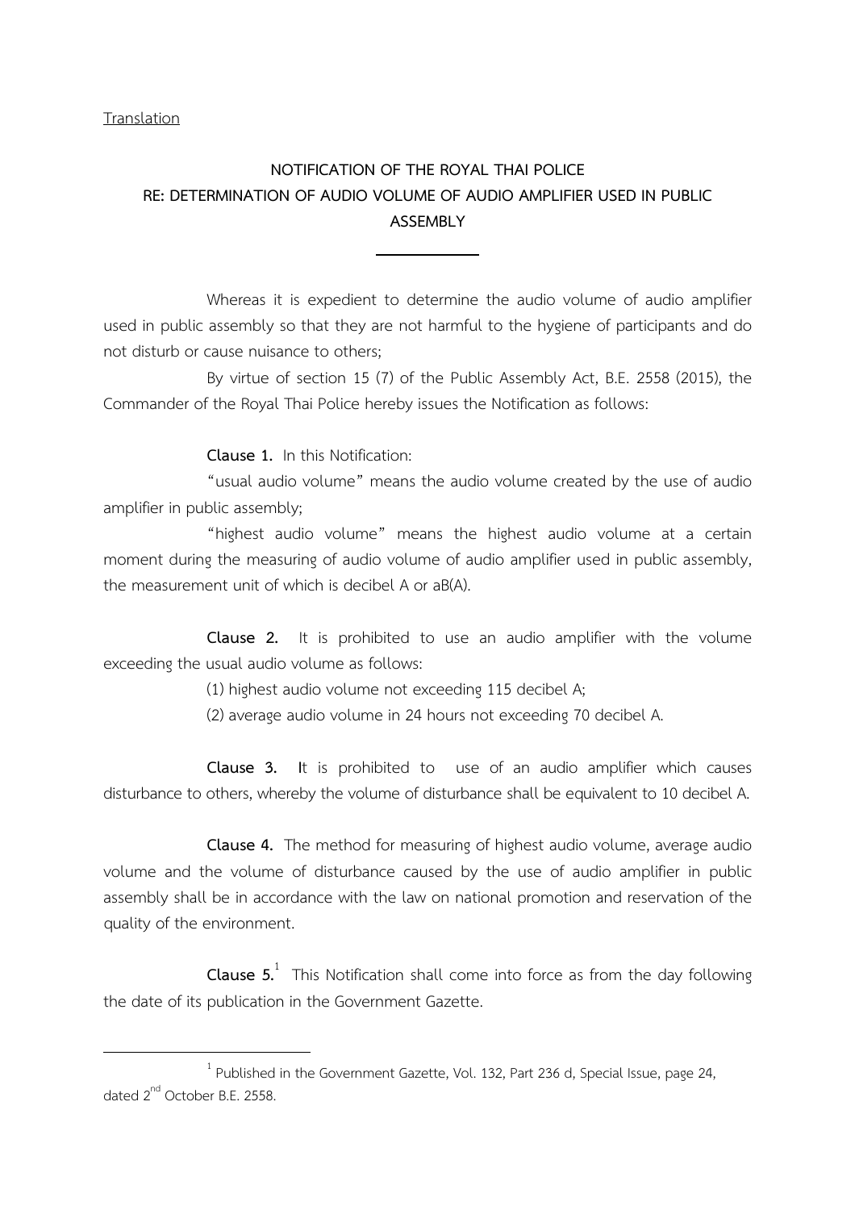Translation

# NOTIFICATION OF THE ROYAL THAI POLICE
# RE: DETERMINATION OF AUDIO VOLUME OF AUDIO AMPLIFIER USED IN PUBLIC ASSEMBLY

---

Whereas it is expedient to determine the audio volume of audio amplifier used in public assembly so that they are not harmful to the hygiene of participants and do not disturb or cause nuisance to others;

By virtue of section 15 (7) of the Public Assembly Act, B.E. 2558 (2015), the Commander of the Royal Thai Police hereby issues the Notification as follows:

**Clause 1.** In this Notification:

"usual audio volume" means the audio volume created by the use of audio amplifier in public assembly;

"highest audio volume" means the highest audio volume at a certain moment during the measuring of audio volume of audio amplifier used in public assembly, the measurement unit of which is decibel A or aB(A).

**Clause 2.** It is prohibited to use an audio amplifier with the volume exceeding the usual audio volume as follows:

(1) highest audio volume not exceeding 115 decibel A;

(2) average audio volume in 24 hours not exceeding 70 decibel A.

**Clause 3. I**t is prohibited to use of an audio amplifier which causes disturbance to others, whereby the volume of disturbance shall be equivalent to 10 decibel A.

**Clause 4.** The method for measuring of highest audio volume, average audio volume and the volume of disturbance caused by the use of audio amplifier in public assembly shall be in accordance with the law on national promotion and reservation of the quality of the environment.

**Clause 5.**[1] This Notification shall come into force as from the day following the date of its publication in the Government Gazette.

---

[1] Published in the Government Gazette, Vol. 132, Part 236 d, Special Issue, page 24, dated 2nd October B.E. 2558.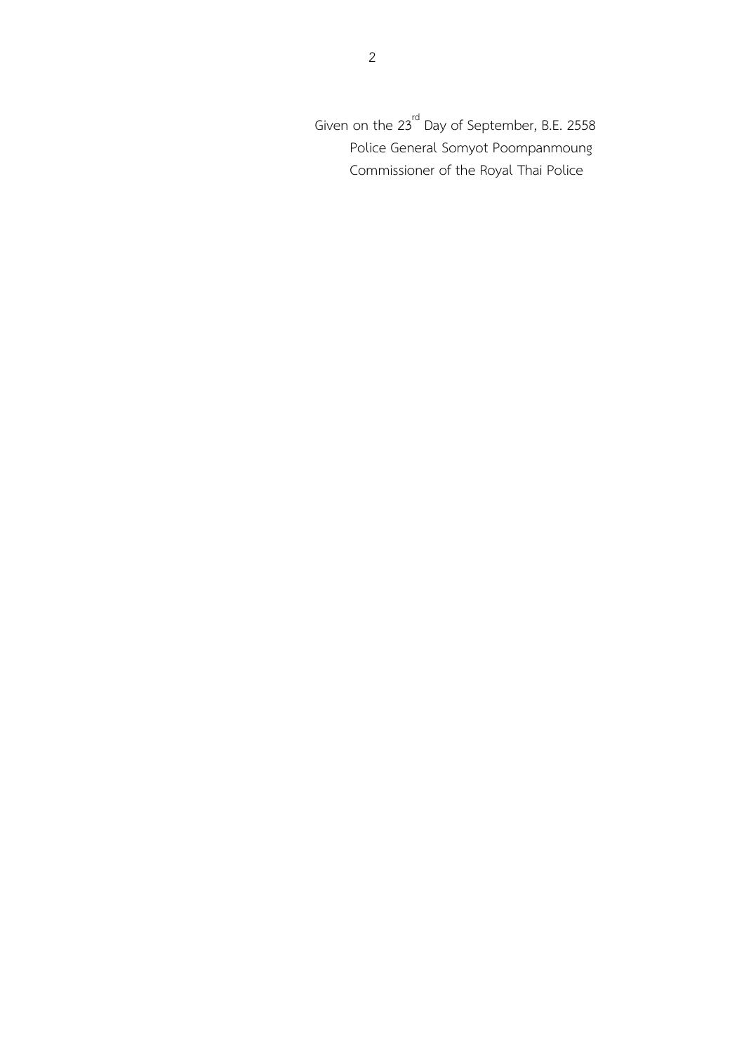Given on the 23rd Day of September, B.E. 2558

Police General Somyot Poompanmoung

Commissioner of the Royal Thai Police